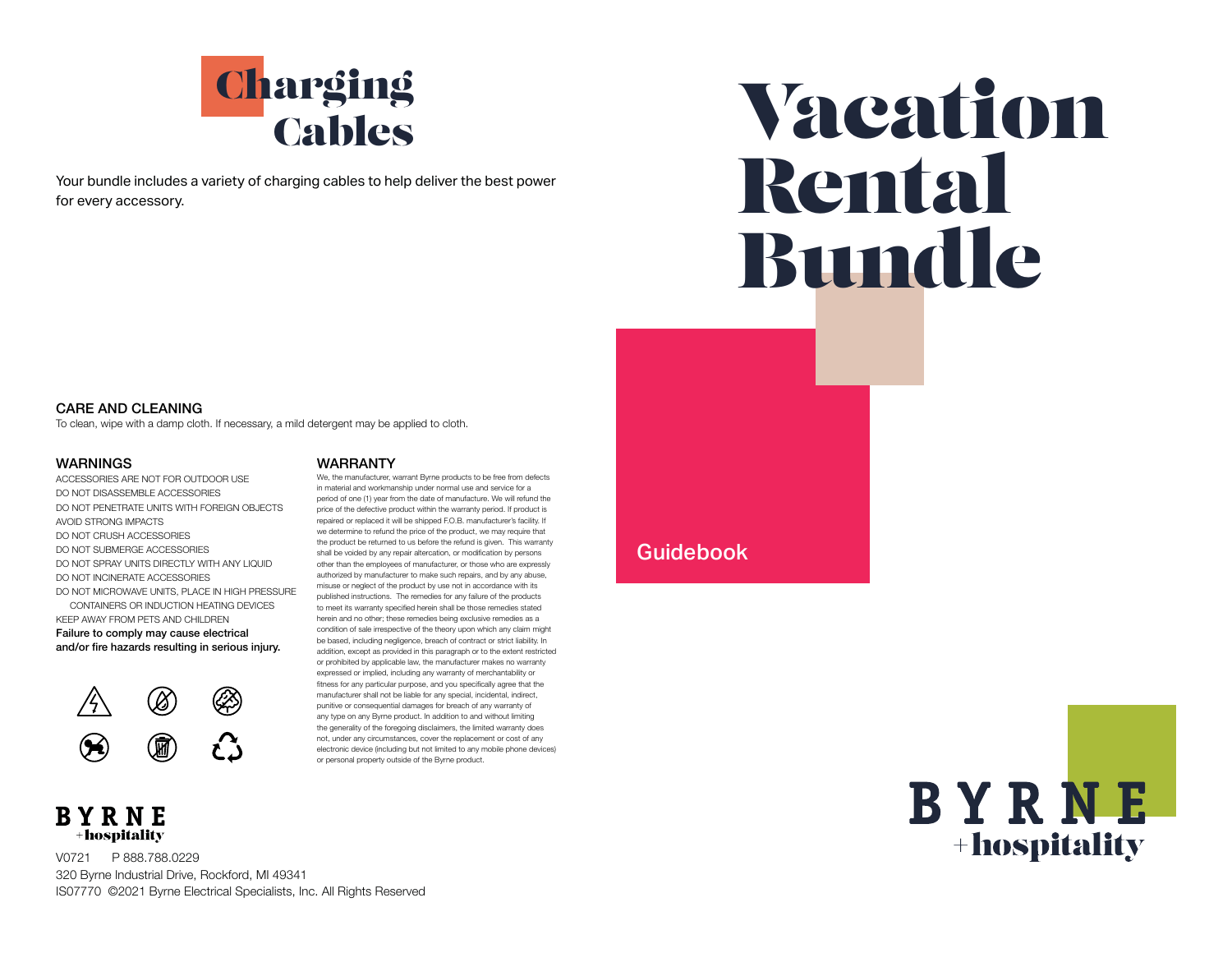# Charging Cables

Your bundle includes a variety of charging cables to help deliver the best power for every accessory.

## CARE AND CLEANING

To clean, wipe with a damp cloth. If necessary, a mild detergent may be applied to cloth.

## WARNINGS

ACCESSORIES ARE NOT FOR OUTDOOR USE
DO NOT DISASSEMBLE ACCESSORIES
DO NOT PENETRATE UNITS WITH FOREIGN OBJECTS
AVOID STRONG IMPACTS
DO NOT CRUSH ACCESSORIES
DO NOT SUBMERGE ACCESSORIES
DO NOT SPRAY UNITS DIRECTLY WITH ANY LIQUID
DO NOT INCINERATE ACCESSORIES
DO NOT MICROWAVE UNITS, PLACE IN HIGH PRESSURE CONTAINERS OR INDUCTION HEATING DEVICES
KEEP AWAY FROM PETS AND CHILDREN

**Failure to comply may cause electrical and/or fire hazards resulting in serious injury.**

## WARRANTY

We, the manufacturer, warrant Byrne products to be free from defects in material and workmanship under normal use and service for a period of one (1) year from the date of manufacture. We will refund the price of the defective product within the warranty period. If product is repaired or replaced it will be shipped F.O.B. manufacturer's facility. If we determine to refund the price of the product, we may require that the product be returned to us before the refund is given. This warranty shall be voided by any repair altercation, or modification by persons other than the employees of manufacturer, or those who are expressly authorized by manufacturer to make such repairs, and by any abuse, misuse or neglect of the product by use not in accordance with its published instructions. The remedies for any failure of the products to meet its warranty specified herein shall be those remedies stated herein and no other; these remedies being exclusive remedies as a condition of sale irrespective of the theory upon which any claim might be based, including negligence, breach of contract or strict liability. In addition, except as provided in this paragraph or to the extent restricted or prohibited by applicable law, the manufacturer makes no warranty expressed or implied, including any warranty of merchantability or fitness for any particular purpose, and you specifically agree that the manufacturer shall not be liable for any special, incidental, indirect, punitive or consequential damages for breach of any warranty of any type on any Byrne product. In addition to and without limiting the generality of the foregoing disclaimers, the limited warranty does not, under any circumstances, cover the replacement or cost of any electronic device (including but not limited to any mobile phone devices) or personal property outside of the Byrne product.

BYRNE +hospitality

V0721 P 888.788.0229
320 Byrne Industrial Drive, Rockford, MI 49341
IS07770 ©2021 Byrne Electrical Specialists, Inc. All Rights Reserved

# Vacation Rental Bundle

Guidebook

BYRNE +hospitality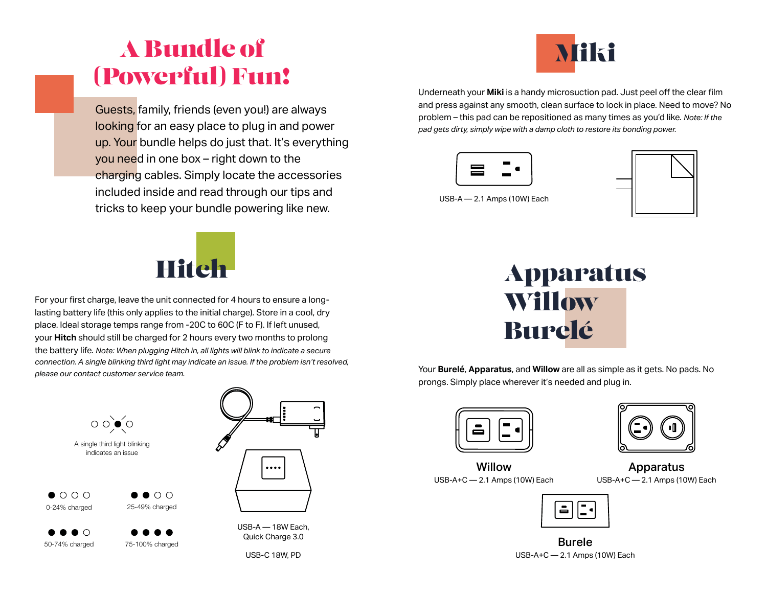# A Bundle of (Powerful) Fun!

Guests, family, friends (even you!) are always looking for an easy place to plug in and power up. Your bundle helps do just that. It's everything you need in one box – right down to the charging cables. Simply locate the accessories included inside and read through our tips and tricks to keep your bundle powering like new.

# Hitch

For your first charge, leave the unit connected for 4 hours to ensure a long-lasting battery life (this only applies to the initial charge). Store in a cool, dry place. Ideal storage temps range from -20C to 60C (F to F). If left unused, your **Hitch** should still be charged for 2 hours every two months to prolong the battery life. *Note: When plugging Hitch in, all lights will blink to indicate a secure connection. A single blinking third light may indicate an issue. If the problem isn't resolved, please our contact customer service team.*

A single third light blinking indicates an issue

0-24% charged

25-49% charged

50-74% charged

75-100% charged

USB-A — 18W Each, Quick Charge 3.0

USB-C 18W, PD

# Miki

Underneath your **Miki** is a handy microsuction pad. Just peel off the clear film and press against any smooth, clean surface to lock in place. Need to move? No problem – this pad can be repositioned as many times as you'd like. *Note: If the pad gets dirty, simply wipe with a damp cloth to restore its bonding power.*

USB-A — 2.1 Amps (10W) Each

# Apparatus Willow Burelé

Your **Burelé**, **Apparatus**, and **Willow** are all as simple as it gets. No pads. No prongs. Simply place wherever it's needed and plug in.

**Willow**
USB-A+C — 2.1 Amps (10W) Each

**Apparatus**
USB-A+C — 2.1 Amps (10W) Each

**Burele**
USB-A+C — 2.1 Amps (10W) Each